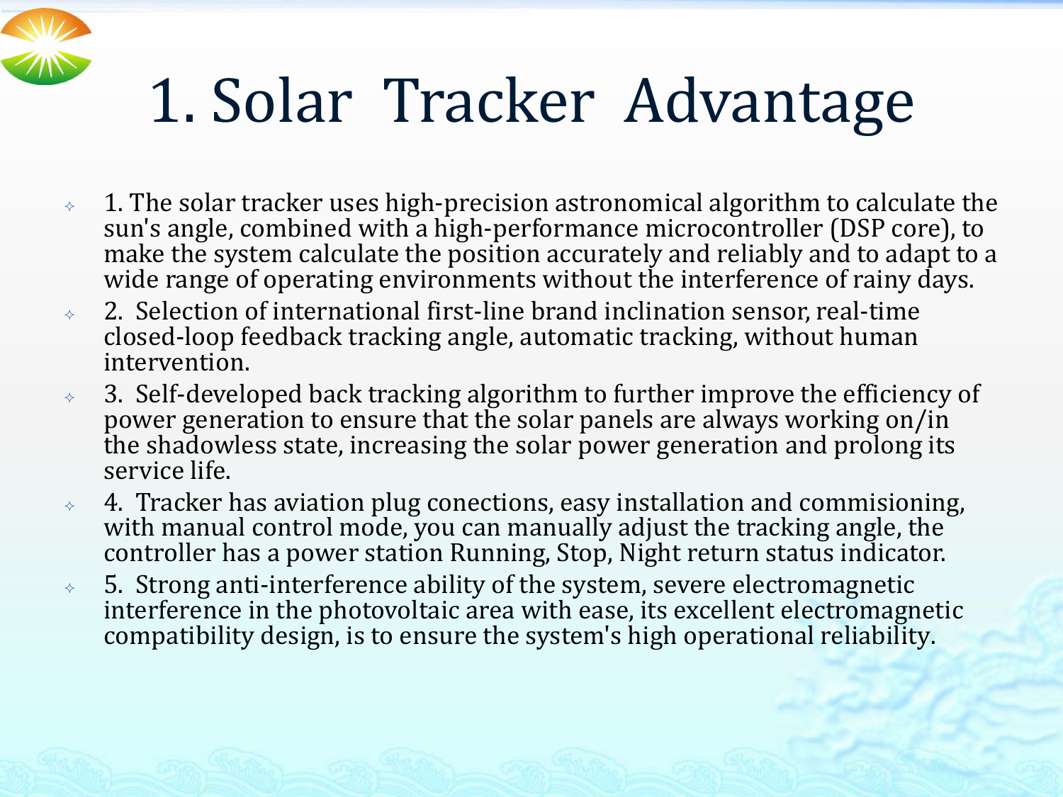# 1. Solar Tracker Advantage

- 1. The solar tracker uses high-precision astronomical algorithm to calculate the sun's angle, combined with a high-performance microcontroller (DSP core), to make the system calculate the position accurately and reliably and to adapt to a wide range of operating environments without the interference of rainy days.
- 2. Selection of international first-line brand inclination sensor, real-time closed-loop feedback tracking angle, automatic tracking, without human intervention.
- 3. Self-developed back tracking algorithm to further improve the efficiency of power generation to ensure that the solar panels are always working on/in the shadowless state, increasing the solar power generation and prolong its service life.
- 4. Tracker has aviation plug conections, easy installation and commisioning, with manual control mode, you can manually adjust the tracking angle, the controller has a power station Running, Stop, Night return status indicator.
- 5. Strong anti-interference ability of the system, severe electromagnetic interference in the photovoltaic area with ease, its excellent electromagnetic compatibility design, is to ensure the system's high operational reliability.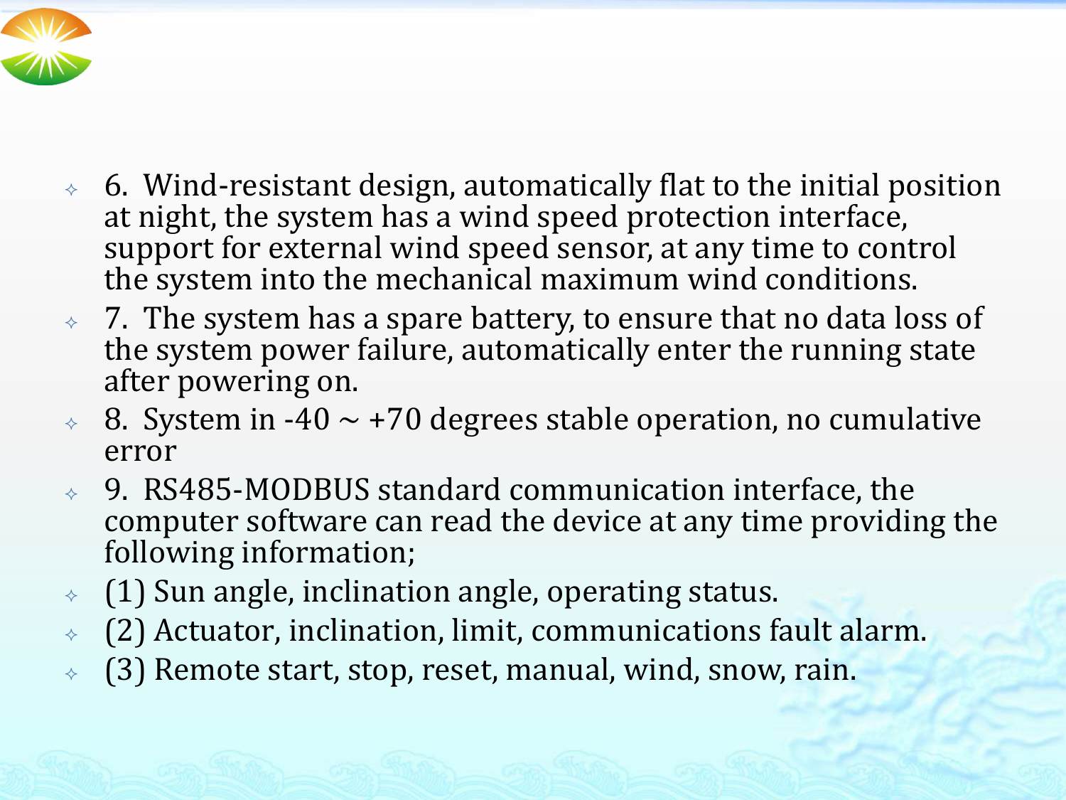- 6. Wind-resistant design, automatically flat to the initial position at night, the system has a wind speed protection interface, support for external wind speed sensor, at any time to control the system into the mechanical maximum wind conditions.
- 7. The system has a spare battery, to ensure that no data loss of the system power failure, automatically enter the running state after powering on.
- 8. System in -40 ~ +70 degrees stable operation, no cumulative error
- 9. RS485-MODBUS standard communication interface, the computer software can read the device at any time providing the following information;
- (1) Sun angle, inclination angle, operating status.
- (2) Actuator, inclination, limit, communications fault alarm.
- (3) Remote start, stop, reset, manual, wind, snow, rain.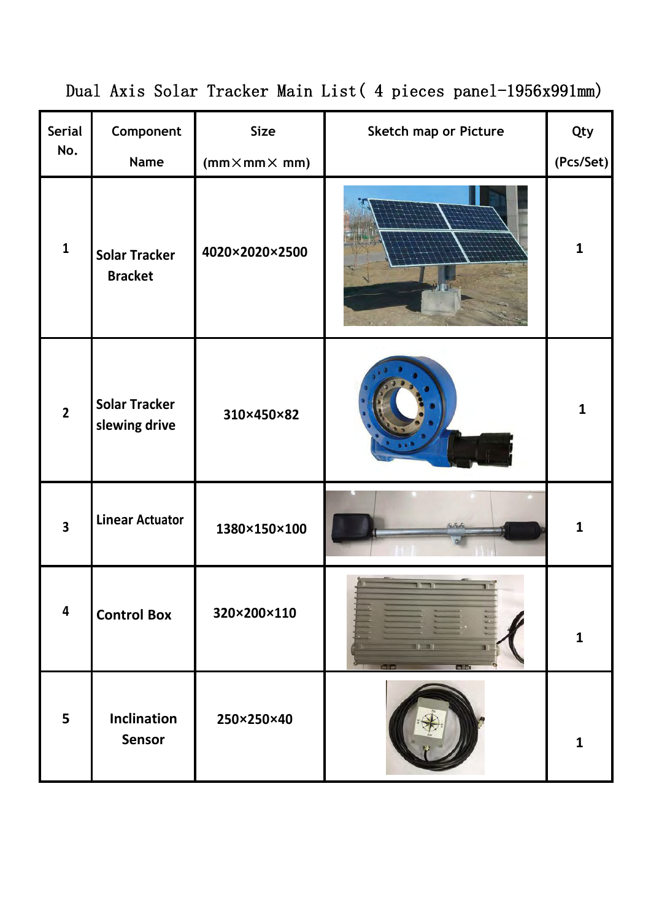# Dual Axis Solar Tracker Main List( 4 pieces panel-1956x991mm)

| Serial No. | Component Name | Size (mm×mm× mm) | Sketch map or Picture | Qty (Pcs/Set) |
|---|---|---|---|---|
| 1 | Solar Tracker Bracket | 4020×2020×2500 | | 1 |
| 2 | Solar Tracker slewing drive | 310×450×82 | | 1 |
| 3 | Linear Actuator | 1380×150×100 | | 1 |
| 4 | Control Box | 320×200×110 | | 1 |
| 5 | Inclination Sensor | 250×250×40 | | 1 |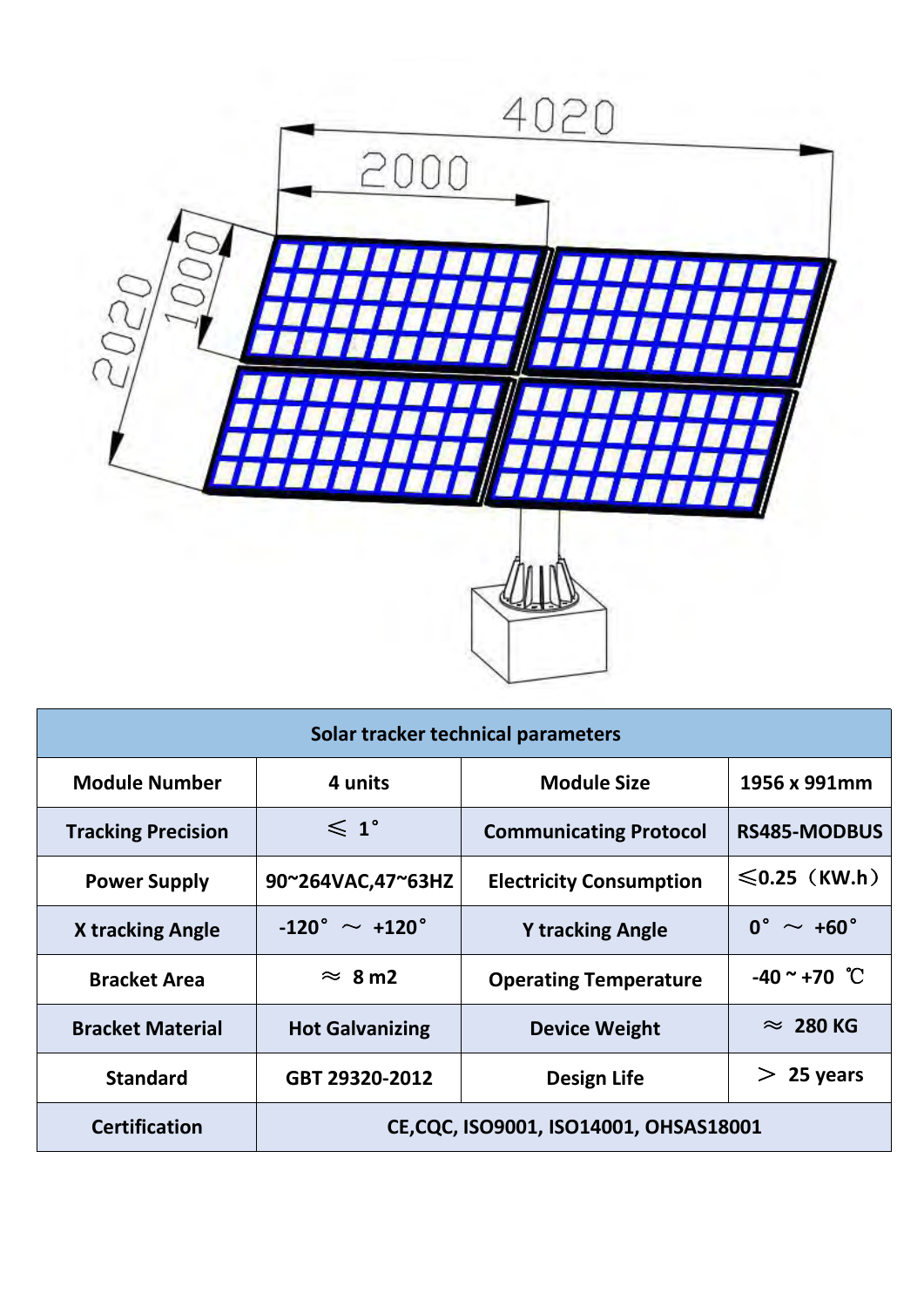| Solar tracker technical parameters | | | |
|---|---|---|---|
| Module Number | 4 units | Module Size | 1956 x 991mm |
| Tracking Precision | ⩽ 1° | Communicating Protocol | RS485-MODBUS |
| Power Supply | 90~264VAC,47~63HZ | Electricity Consumption | ⩽0.25（KW.h） |
| X tracking Angle | -120° ～ +120° | Y tracking Angle | 0° ～ +60° |
| Bracket Area | ≈ 8 m2 | Operating Temperature | -40 ~ +70 ℃ |
| Bracket Material | Hot Galvanizing | Device Weight | ≈ 280 KG |
| Standard | GBT 29320-2012 | Design Life | ＞ 25 years |
| Certification | CE,CQC, ISO9001, ISO14001, OHSAS18001 | | |